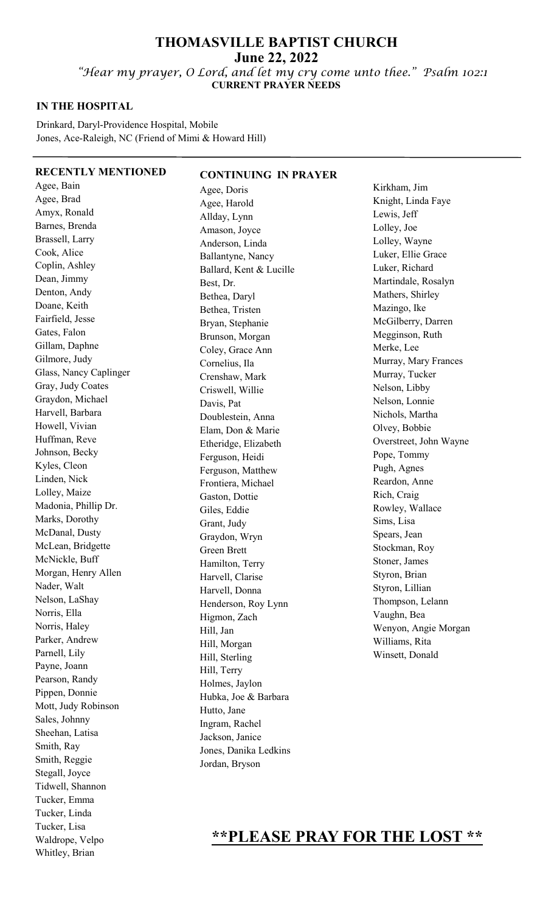# THOMASVILLE BAPTIST CHURCH

**June 22, 2022**

*"Hear my prayer, O Lord, and let my cry come unto thee." Psalm 102:1*

**CURRENT PRAYER NEEDS**

### IN THE HOSPITAL

Drinkard, Daryl-Providence Hospital, Mobile
Jones, Ace-Raleigh, NC (Friend of Mimi & Howard Hill)

### RECENTLY MENTIONED

Agee, Bain
Agee, Brad
Amyx, Ronald
Barnes, Brenda
Brassell, Larry
Cook, Alice
Coplin, Ashley
Dean, Jimmy
Denton, Andy
Doane, Keith
Fairfield, Jesse
Gates, Falon
Gillam, Daphne
Gilmore, Judy
Glass, Nancy Caplinger
Gray, Judy Coates
Graydon, Michael
Harvell, Barbara
Howell, Vivian
Huffman, Reve
Johnson, Becky
Kyles, Cleon
Linden, Nick
Lolley, Maize
Madonia, Phillip Dr.
Marks, Dorothy
McDanal, Dusty
McLean, Bridgette
McNickle, Buff
Morgan, Henry Allen
Nader, Walt
Nelson, LaShay
Norris, Ella
Norris, Haley
Parker, Andrew
Parnell, Lily
Payne, Joann
Pearson, Randy
Pippen, Donnie
Mott, Judy Robinson
Sales, Johnny
Sheehan, Latisa
Smith, Ray
Smith, Reggie
Stegall, Joyce
Tidwell, Shannon
Tucker, Emma
Tucker, Linda
Tucker, Lisa
Waldrope, Velpo
Whitley, Brian

### CONTINUING IN PRAYER

Agee, Doris
Agee, Harold
Allday, Lynn
Amason, Joyce
Anderson, Linda
Ballantyne, Nancy
Ballard, Kent & Lucille
Best, Dr.
Bethea, Daryl
Bethea, Tristen
Bryan, Stephanie
Brunson, Morgan
Coley, Grace Ann
Cornelius, Ila
Crenshaw, Mark
Criswell, Willie
Davis, Pat
Doublestein, Anna
Elam, Don & Marie
Etheridge, Elizabeth
Ferguson, Heidi
Ferguson, Matthew
Frontiera, Michael
Gaston, Dottie
Giles, Eddie
Grant, Judy
Graydon, Wryn
Green Brett
Hamilton, Terry
Harvell, Clarise
Harvell, Donna
Henderson, Roy Lynn
Higmon, Zach
Hill, Jan
Hill, Morgan
Hill, Sterling
Hill, Terry
Holmes, Jaylon
Hubka, Joe & Barbara
Hutto, Jane
Ingram, Rachel
Jackson, Janice
Jones, Danika Ledkins
Jordan, Bryson
Kirkham, Jim
Knight, Linda Faye
Lewis, Jeff
Lolley, Joe
Lolley, Wayne
Luker, Ellie Grace
Luker, Richard
Martindale, Rosalyn
Mathers, Shirley
Mazingo, Ike
McGilberry, Darren
Megginson, Ruth
Merke, Lee
Murray, Mary Frances
Murray, Tucker
Nelson, Libby
Nelson, Lonnie
Nichols, Martha
Olvey, Bobbie
Overstreet, John Wayne
Pope, Tommy
Pugh, Agnes
Reardon, Anne
Rich, Craig
Rowley, Wallace
Sims, Lisa
Spears, Jean
Stockman, Roy
Stoner, James
Styron, Brian
Styron, Lillian
Thompson, Lelann
Vaughn, Bea
Wenyon, Angie Morgan
Williams, Rita
Winsett, Donald

## **PLEASE PRAY FOR THE LOST **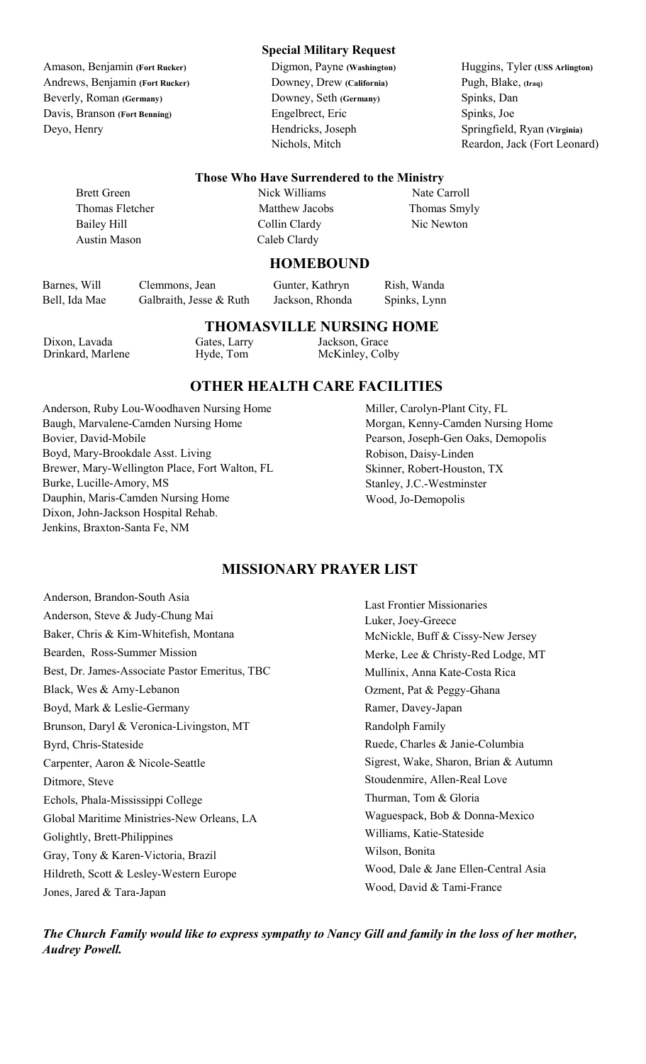## Special Military Request

Amason, Benjamin **(Fort Rucker)**
Andrews, Benjamin **(Fort Rucker)**
Beverly, Roman **(Germany)**
Davis, Branson **(Fort Benning)**
Deyo, Henry
Digmon, Payne **(Washington)**
Downey, Drew **(California)**
Downey, Seth **(Germany)**
Engelbrect, Eric
Hendricks, Joseph
Nichols, Mitch
Huggins, Tyler **(USS Arlington)**
Pugh, Blake, **(Iraq)**
Spinks, Dan
Spinks, Joe
Springfield, Ryan **(Virginia)**
Reardon, Jack (Fort Leonard)

### Those Who Have Surrendered to the Ministry

Brett Green
Thomas Fletcher
Bailey Hill
Austin Mason
Nick Williams
Matthew Jacobs
Collin Clardy
Caleb Clardy
Nate Carroll
Thomas Smyly
Nic Newton

## HOMEBOUND

Barnes, Will
Bell, Ida Mae
Clemmons, Jean
Galbraith, Jesse & Ruth
Gunter, Kathryn
Jackson, Rhonda
Rish, Wanda
Spinks, Lynn

## THOMASVILLE NURSING HOME

Dixon, Lavada
Drinkard, Marlene
Gates, Larry
Hyde, Tom
Jackson, Grace
McKinley, Colby

## OTHER HEALTH CARE FACILITIES

Anderson, Ruby Lou-Woodhaven Nursing Home
Baugh, Marvalene-Camden Nursing Home
Bovier, David-Mobile
Boyd, Mary-Brookdale Asst. Living
Brewer, Mary-Wellington Place, Fort Walton, FL
Burke, Lucille-Amory, MS
Dauphin, Maris-Camden Nursing Home
Dixon, John-Jackson Hospital Rehab.
Jenkins, Braxton-Santa Fe, NM
Miller, Carolyn-Plant City, FL
Morgan, Kenny-Camden Nursing Home
Pearson, Joseph-Gen Oaks, Demopolis
Robison, Daisy-Linden
Skinner, Robert-Houston, TX
Stanley, J.C.-Westminster
Wood, Jo-Demopolis

## MISSIONARY PRAYER LIST

Anderson, Brandon-South Asia
Anderson, Steve & Judy-Chung Mai
Baker, Chris & Kim-Whitefish, Montana
Bearden, Ross-Summer Mission
Best, Dr. James-Associate Pastor Emeritus, TBC
Black, Wes & Amy-Lebanon
Boyd, Mark & Leslie-Germany
Brunson, Daryl & Veronica-Livingston, MT
Byrd, Chris-Stateside
Carpenter, Aaron & Nicole-Seattle
Ditmore, Steve
Echols, Phala-Mississippi College
Global Maritime Ministries-New Orleans, LA
Golightly, Brett-Philippines
Gray, Tony & Karen-Victoria, Brazil
Hildreth, Scott & Lesley-Western Europe
Jones, Jared & Tara-Japan
Last Frontier Missionaries
Luker, Joey-Greece
McNickle, Buff & Cissy-New Jersey
Merke, Lee & Christy-Red Lodge, MT
Mullinix, Anna Kate-Costa Rica
Ozment, Pat & Peggy-Ghana
Ramer, Davey-Japan
Randolph Family
Ruede, Charles & Janie-Columbia
Sigrest, Wake, Sharon, Brian & Autumn
Stoudenmire, Allen-Real Love
Thurman, Tom & Gloria
Waguespack, Bob & Donna-Mexico
Williams, Katie-Stateside
Wilson, Bonita
Wood, Dale & Jane Ellen-Central Asia
Wood, David & Tami-France

***The Church Family would like to express sympathy to Nancy Gill and family in the loss of her mother, Audrey Powell.***